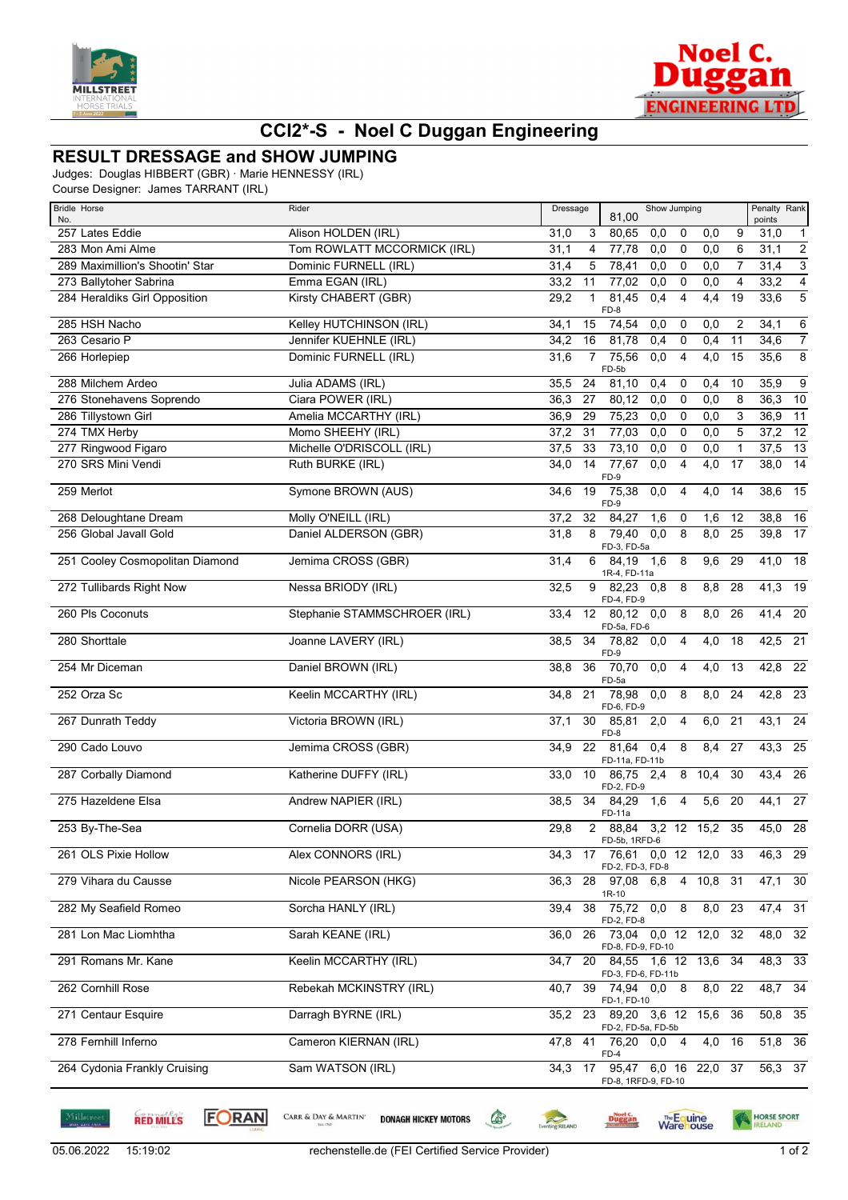# CCI2*-S - Noel C Duggan Engineering

## RESULT DRESSAGE and SHOW JUMPING

Judges: Douglas HIBBERT (GBR) · Marie HENNESSY (IRL)
Course Designer: James TARRANT (IRL)

| Bridle No. | Horse | Rider | Dressage | | Show Jumping 81,00 | | | | | Penalty points | Rank |
|---|---|---|---|---|---|---|---|---|---|---|---|
| 257 | Lates Eddie | Alison HOLDEN (IRL) | 31,0 | 3 | 80,65 | 0,0 | 0 | 0,0 | 9 | 31,0 | 1 |
| 283 | Mon Ami Alme | Tom ROWLATT MCCORMICK (IRL) | 31,1 | 4 | 77,78 | 0,0 | 0 | 0,0 | 6 | 31,1 | 2 |
| 289 | Maximillion's Shootin' Star | Dominic FURNELL (IRL) | 31,4 | 5 | 78,41 | 0,0 | 0 | 0,0 | 7 | 31,4 | 3 |
| 273 | Ballytoher Sabrina | Emma EGAN (IRL) | 33,2 | 11 | 77,02 | 0,0 | 0 | 0,0 | 4 | 33,2 | 4 |
| 284 | Heraldiks Girl Opposition | Kirsty CHABERT (GBR) | 29,2 | 1 | 81,45 FD-8 | 0,4 | 4 | 4,4 | 19 | 33,6 | 5 |
| 285 | HSH Nacho | Kelley HUTCHINSON (IRL) | 34,1 | 15 | 74,54 | 0,0 | 0 | 0,0 | 2 | 34,1 | 6 |
| 263 | Cesario P | Jennifer KUEHNLE (IRL) | 34,2 | 16 | 81,78 | 0,4 | 0 | 0,4 | 11 | 34,6 | 7 |
| 266 | Horlepiep | Dominic FURNELL (IRL) | 31,6 | 7 | 75,56 FD-5b | 0,0 | 4 | 4,0 | 15 | 35,6 | 8 |
| 288 | Milchem Ardeo | Julia ADAMS (IRL) | 35,5 | 24 | 81,10 | 0,4 | 0 | 0,4 | 10 | 35,9 | 9 |
| 276 | Stonehavens Soprendo | Ciara POWER (IRL) | 36,3 | 27 | 80,12 | 0,0 | 0 | 0,0 | 8 | 36,3 | 10 |
| 286 | Tillystown Girl | Amelia MCCARTHY (IRL) | 36,9 | 29 | 75,23 | 0,0 | 0 | 0,0 | 3 | 36,9 | 11 |
| 274 | TMX Herby | Momo SHEEHY (IRL) | 37,2 | 31 | 77,03 | 0,0 | 0 | 0,0 | 5 | 37,2 | 12 |
| 277 | Ringwood Figaro | Michelle O'DRISCOLL (IRL) | 37,5 | 33 | 73,10 | 0,0 | 0 | 0,0 | 1 | 37,5 | 13 |
| 270 | SRS Mini Vendi | Ruth BURKE (IRL) | 34,0 | 14 | 77,67 FD-9 | 0,0 | 4 | 4,0 | 17 | 38,0 | 14 |
| 259 | Merlot | Symone BROWN (AUS) | 34,6 | 19 | 75,38 FD-9 | 0,0 | 4 | 4,0 | 14 | 38,6 | 15 |
| 268 | Deloughtane Dream | Molly O'NEILL (IRL) | 37,2 | 32 | 84,27 | 1,6 | 0 | 1,6 | 12 | 38,8 | 16 |
| 256 | Global Javall Gold | Daniel ALDERSON (GBR) | 31,8 | 8 | 79,40 FD-3, FD-5a | 0,0 | 8 | 8,0 | 25 | 39,8 | 17 |
| 251 | Cooley Cosmopolitan Diamond | Jemima CROSS (GBR) | 31,4 | 6 | 84,19 1R-4, FD-11a | 1,6 | 8 | 9,6 | 29 | 41,0 | 18 |
| 272 | Tullibards Right Now | Nessa BRIODY (IRL) | 32,5 | 9 | 82,23 FD-4, FD-9 | 0,8 | 8 | 8,8 | 28 | 41,3 | 19 |
| 260 | Pls Coconuts | Stephanie STAMMSCHROER (IRL) | 33,4 | 12 | 80,12 FD-5a, FD-6 | 0,0 | 8 | 8,0 | 26 | 41,4 | 20 |
| 280 | Shorttale | Joanne LAVERY (IRL) | 38,5 | 34 | 78,82 FD-9 | 0,0 | 4 | 4,0 | 18 | 42,5 | 21 |
| 254 | Mr Diceman | Daniel BROWN (IRL) | 38,8 | 36 | 70,70 FD-5a | 0,0 | 4 | 4,0 | 13 | 42,8 | 22 |
| 252 | Orza Sc | Keelin MCCARTHY (IRL) | 34,8 | 21 | 78,98 FD-6, FD-9 | 0,0 | 8 | 8,0 | 24 | 42,8 | 23 |
| 267 | Dunrath Teddy | Victoria BROWN (IRL) | 37,1 | 30 | 85,81 FD-8 | 2,0 | 4 | 6,0 | 21 | 43,1 | 24 |
| 290 | Cado Louvo | Jemima CROSS (GBR) | 34,9 | 22 | 81,64 FD-11a, FD-11b | 0,4 | 8 | 8,4 | 27 | 43,3 | 25 |
| 287 | Corbally Diamond | Katherine DUFFY (IRL) | 33,0 | 10 | 86,75 FD-2, FD-9 | 2,4 | 8 | 10,4 | 30 | 43,4 | 26 |
| 275 | Hazeldene Elsa | Andrew NAPIER (IRL) | 38,5 | 34 | 84,29 FD-11a | 1,6 | 4 | 5,6 | 20 | 44,1 | 27 |
| 253 | By-The-Sea | Cornelia DORR (USA) | 29,8 | 2 | 88,84 FD-5b, 1RFD-6 | 3,2 | 12 | 15,2 | 35 | 45,0 | 28 |
| 261 | OLS Pixie Hollow | Alex CONNORS (IRL) | 34,3 | 17 | 76,61 FD-2, FD-3, FD-8 | 0,0 | 12 | 12,0 | 33 | 46,3 | 29 |
| 279 | Vihara du Causse | Nicole PEARSON (HKG) | 36,3 | 28 | 97,08 1R-10 | 6,8 | 4 | 10,8 | 31 | 47,1 | 30 |
| 282 | My Seafield Romeo | Sorcha HANLY (IRL) | 39,4 | 38 | 75,72 FD-2, FD-8 | 0,0 | 8 | 8,0 | 23 | 47,4 | 31 |
| 281 | Lon Mac Liomhtha | Sarah KEANE (IRL) | 36,0 | 26 | 73,04 FD-8, FD-9, FD-10 | 0,0 | 12 | 12,0 | 32 | 48,0 | 32 |
| 291 | Romans Mr. Kane | Keelin MCCARTHY (IRL) | 34,7 | 20 | 84,55 FD-3, FD-6, FD-11b | 1,6 | 12 | 13,6 | 34 | 48,3 | 33 |
| 262 | Cornhill Rose | Rebekah MCKINSTRY (IRL) | 40,7 | 39 | 74,94 FD-1, FD-10 | 0,0 | 8 | 8,0 | 22 | 48,7 | 34 |
| 271 | Centaur Esquire | Darragh BYRNE (IRL) | 35,2 | 23 | 89,20 FD-2, FD-5a, FD-5b | 3,6 | 12 | 15,6 | 36 | 50,8 | 35 |
| 278 | Fernhill Inferno | Cameron KIERNAN (IRL) | 47,8 | 41 | 76,20 FD-4 | 0,0 | 4 | 4,0 | 16 | 51,8 | 36 |
| 264 | Cydonia Frankly Cruising | Sam WATSON (IRL) | 34,3 | 17 | 95,47 FD-8, 1RFD-9, FD-10 | 6,0 | 16 | 22,0 | 37 | 56,3 | 37 |

05.06.2022 15:19:02 rechenstelle.de (FEI Certified Service Provider)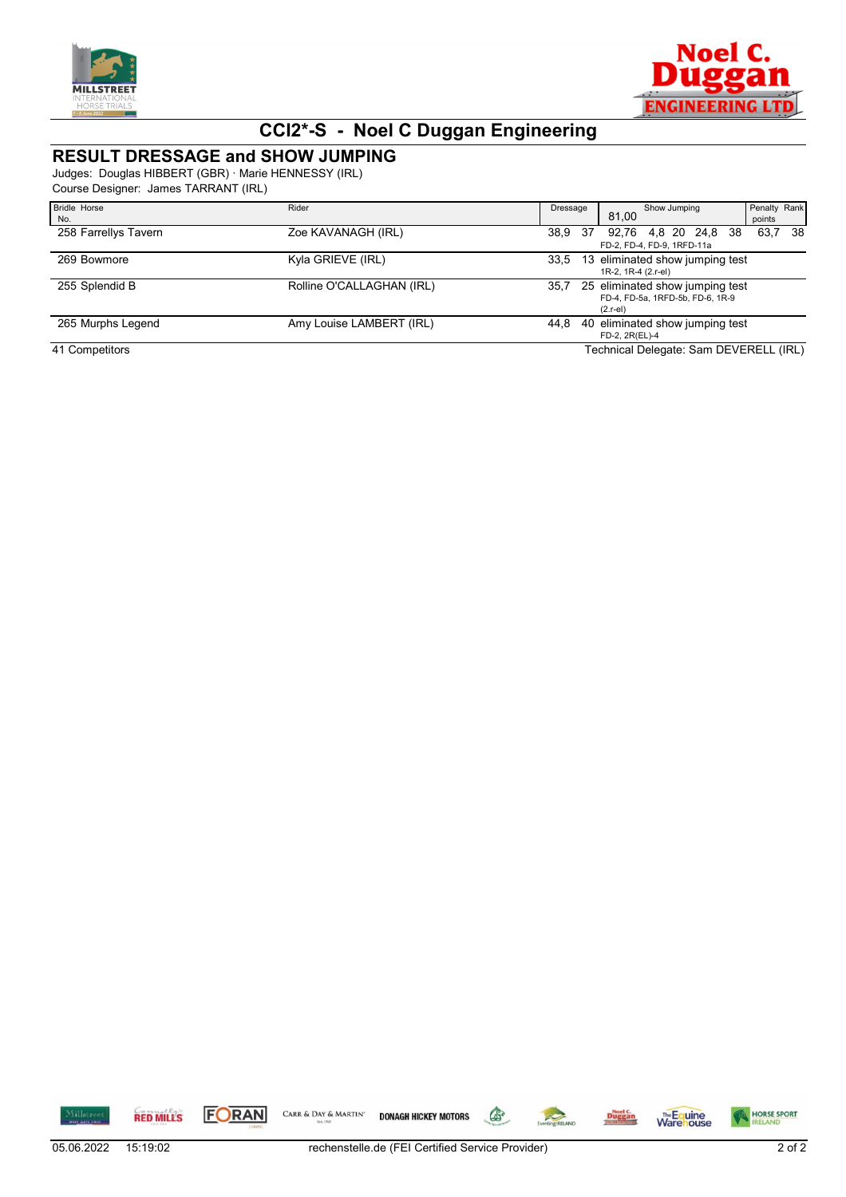## CCI2*-S - Noel C Duggan Engineering

## RESULT DRESSAGE and SHOW JUMPING

Judges: Douglas HIBBERT (GBR) · Marie HENNESSY (IRL)
Course Designer: James TARRANT (IRL)

| Bridle No. | Horse | Rider | Dressage | | Show Jumping 81,00 | | | | | Penalty points | Rank |
|---|---|---|---|---|---|---|---|---|---|---|---|
| 258 | Farrellys Tavern | Zoe KAVANAGH (IRL) | 38,9 | 37 | 92,76 | 4,8 | 20 | 24,8 | 38 | 63,7 | 38 |
| | | | | | FD-2, FD-4, FD-9, 1RFD-11a | | | | | | |
| 269 | Bowmore | Kyla GRIEVE (IRL) | 33,5 | 13 | eliminated show jumping test | | | | | | |
| | | | | | 1R-2, 1R-4 (2.r-el) | | | | | | |
| 255 | Splendid B | Rolline O'CALLAGHAN (IRL) | 35,7 | 25 | eliminated show jumping test | | | | | | |
| | | | | | FD-4, FD-5a, 1RFD-5b, FD-6, 1R-9 (2.r-el) | | | | | | |
| 265 | Murphs Legend | Amy Louise LAMBERT (IRL) | 44,8 | 40 | eliminated show jumping test | | | | | | |
| | | | | | FD-2, 2R(EL)-4 | | | | | | |

41 Competitors

Technical Delegate: Sam DEVERELL (IRL)

05.06.2022 15:19:02 rechenstelle.de (FEI Certified Service Provider)